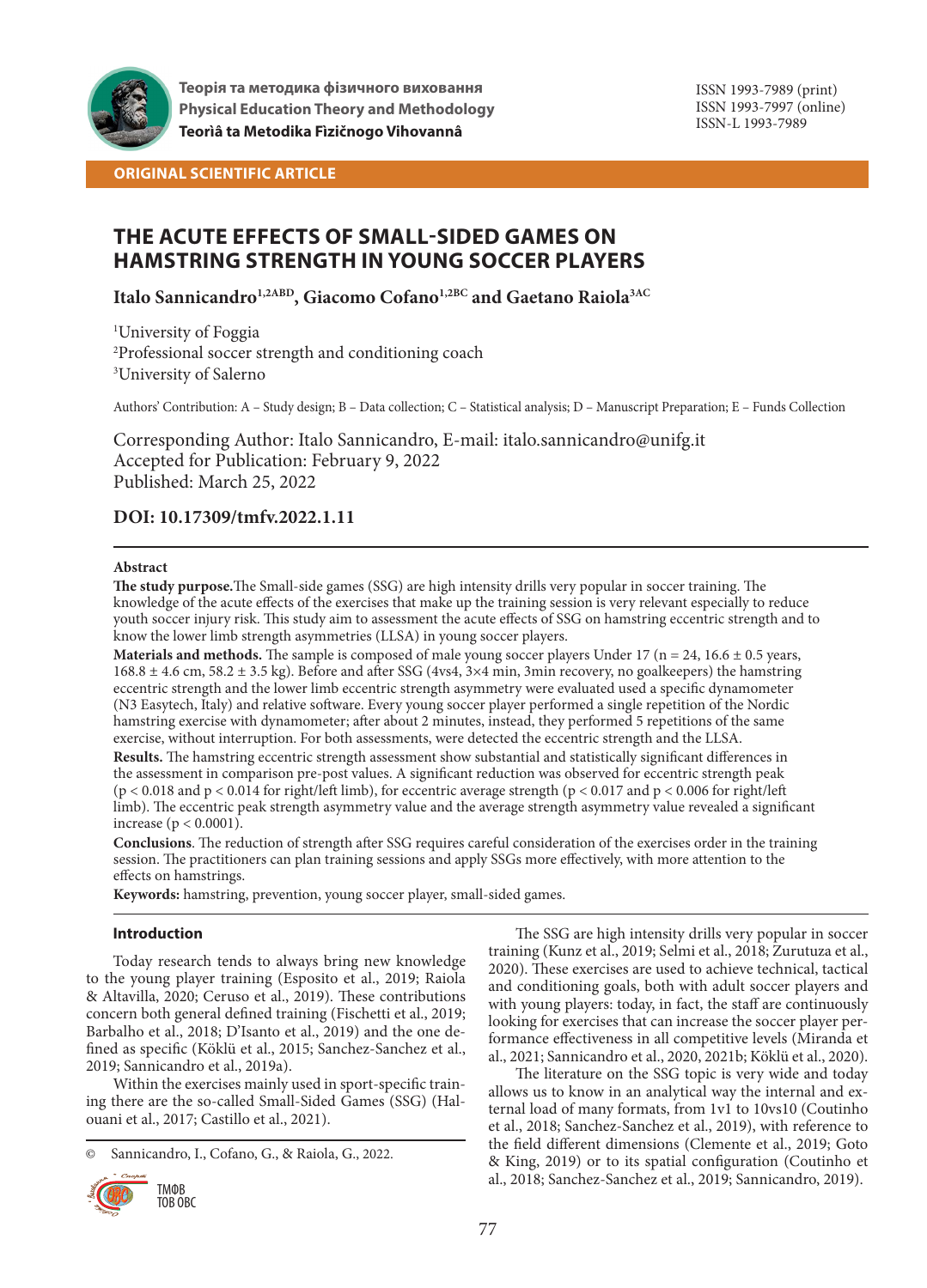Теорія та методика фізичного виховання
Physical Education Theory and Methodology
Teorìâ ta Metodika Fìzičnogo Vihovannâ

ISSN 1993-7989 (print)
ISSN 1993-7997 (online)
ISSN-L 1993-7989

ORIGINAL SCIENTIFIC ARTICLE

# THE ACUTE EFFECTS OF SMALL-SIDED GAMES ON HAMSTRING STRENGTH IN YOUNG SOCCER PLAYERS

**Italo Sannicandro[1,2ABD], Giacomo Cofano[1,2BC] and Gaetano Raiola[3AC]**

[1]University of Foggia
[2]Professional soccer strength and conditioning coach
[3]University of Salerno

Authors' Contribution: A – Study design; B – Data collection; C – Statistical analysis; D – Manuscript Preparation; E – Funds Collection

Corresponding Author: Italo Sannicandro, E-mail: italo.sannicandro@unifg.it
Accepted for Publication: February 9, 2022
Published: March 25, 2022

**DOI: 10.17309/tmfv.2022.1.11**

**Abstract**

**The study purpose.**The Small-side games (SSG) are high intensity drills very popular in soccer training. The knowledge of the acute effects of the exercises that make up the training session is very relevant especially to reduce youth soccer injury risk. This study aim to assessment the acute effects of SSG on hamstring eccentric strength and to know the lower limb strength asymmetries (LLSA) in young soccer players.

**Materials and methods.** The sample is composed of male young soccer players Under 17 (n = 24, 16.6 ± 0.5 years, 168.8 ± 4.6 cm, 58.2 ± 3.5 kg). Before and after SSG (4vs4, 3×4 min, 3min recovery, no goalkeepers) the hamstring eccentric strength and the lower limb eccentric strength asymmetry were evaluated used a specific dynamometer (N3 Easytech, Italy) and relative software. Every young soccer player performed a single repetition of the Nordic hamstring exercise with dynamometer; after about 2 minutes, instead, they performed 5 repetitions of the same exercise, without interruption. For both assessments, were detected the eccentric strength and the LLSA.

**Results.** The hamstring eccentric strength assessment show substantial and statistically significant differences in the assessment in comparison pre-post values. A significant reduction was observed for eccentric strength peak ($p < 0.018$ and $p < 0.014$ for right/left limb), for eccentric average strength ($p < 0.017$ and $p < 0.006$ for right/left limb). The eccentric peak strength asymmetry value and the average strength asymmetry value revealed a significant increase ($p < 0.0001$).

**Conclusions**. The reduction of strength after SSG requires careful consideration of the exercises order in the training session. The practitioners can plan training sessions and apply SSGs more effectively, with more attention to the effects on hamstrings.

**Keywords:** hamstring, prevention, young soccer player, small-sided games.

## Introduction

Today research tends to always bring new knowledge to the young player training (Esposito et al., 2019; Raiola & Altavilla, 2020; Ceruso et al., 2019). These contributions concern both general defined training (Fischetti et al., 2019; Barbalho et al., 2018; D'Isanto et al., 2019) and the one defined as specific (Köklü et al., 2015; Sanchez-Sanchez et al., 2019; Sannicandro et al., 2019a).

Within the exercises mainly used in sport-specific training there are the so-called Small-Sided Games (SSG) (Halouani et al., 2017; Castillo et al., 2021).

The SSG are high intensity drills very popular in soccer training (Kunz et al., 2019; Selmi et al., 2018; Zurutuza et al., 2020). These exercises are used to achieve technical, tactical and conditioning goals, both with adult soccer players and with young players: today, in fact, the staff are continuously looking for exercises that can increase the soccer player performance effectiveness in all competitive levels (Miranda et al., 2021; Sannicandro et al., 2020, 2021b; Köklü et al., 2020).

The literature on the SSG topic is very wide and today allows us to know in an analytical way the internal and external load of many formats, from 1v1 to 10vs10 (Coutinho et al., 2018; Sanchez-Sanchez et al., 2019), with reference to the field different dimensions (Clemente et al., 2019; Goto & King, 2019) or to its spatial configuration (Coutinho et al., 2018; Sanchez-Sanchez et al., 2019; Sannicandro, 2019).

© Sannicandro, I., Cofano, G., & Raiola, G., 2022.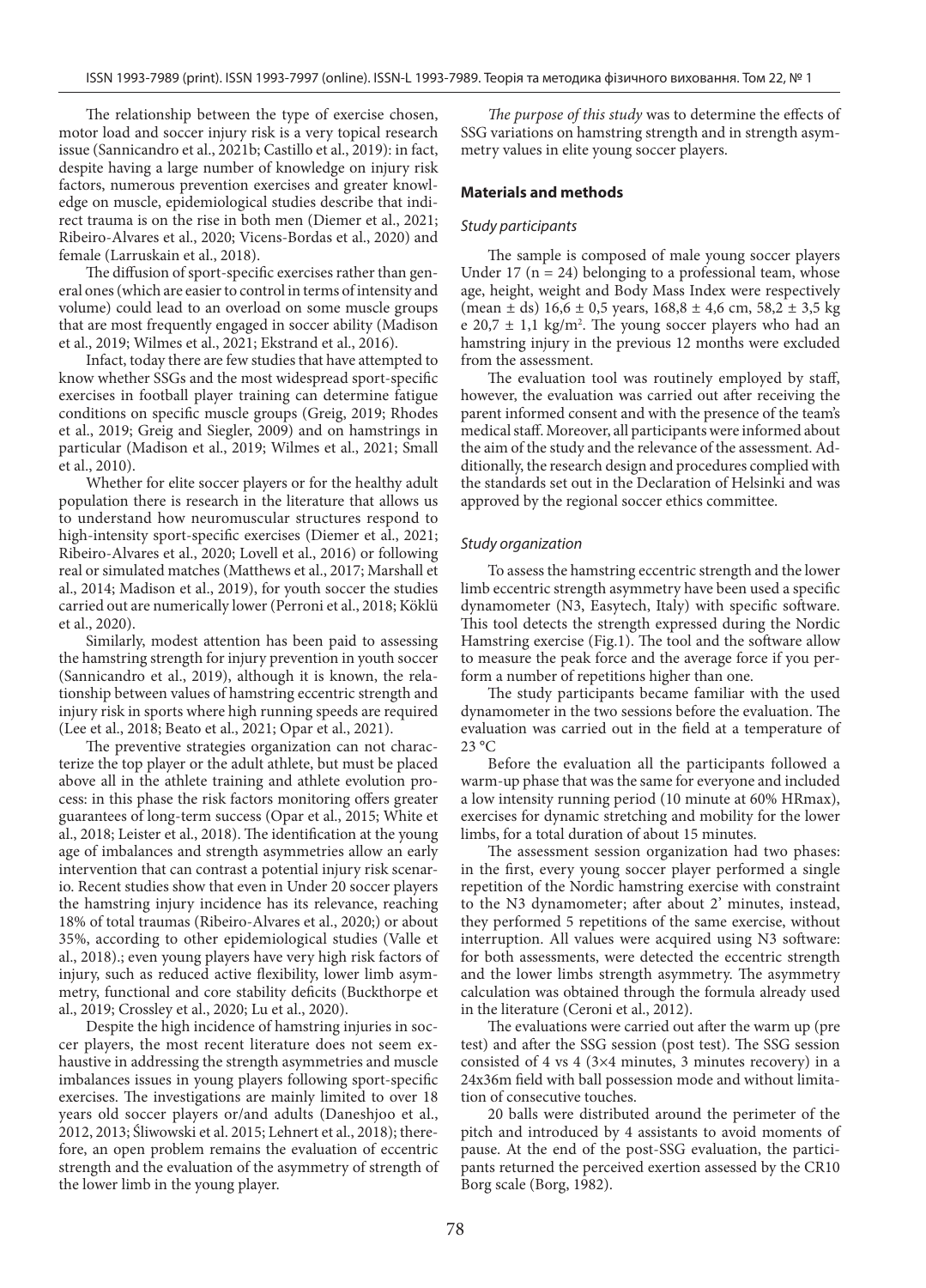The relationship between the type of exercise chosen, motor load and soccer injury risk is a very topical research issue (Sannicandro et al., 2021b; Castillo et al., 2019): in fact, despite having a large number of knowledge on injury risk factors, numerous prevention exercises and greater knowledge on muscle, epidemiological studies describe that indirect trauma is on the rise in both men (Diemer et al., 2021; Ribeiro-Alvares et al., 2020; Vicens-Bordas et al., 2020) and female (Larruskain et al., 2018).

The diffusion of sport-specific exercises rather than general ones (which are easier to control in terms of intensity and volume) could lead to an overload on some muscle groups that are most frequently engaged in soccer ability (Madison et al., 2019; Wilmes et al., 2021; Ekstrand et al., 2016).

Infact, today there are few studies that have attempted to know whether SSGs and the most widespread sport-specific exercises in football player training can determine fatigue conditions on specific muscle groups (Greig, 2019; Rhodes et al., 2019; Greig and Siegler, 2009) and on hamstrings in particular (Madison et al., 2019; Wilmes et al., 2021; Small et al., 2010).

Whether for elite soccer players or for the healthy adult population there is research in the literature that allows us to understand how neuromuscular structures respond to high-intensity sport-specific exercises (Diemer et al., 2021; Ribeiro-Alvares et al., 2020; Lovell et al., 2016) or following real or simulated matches (Matthews et al., 2017; Marshall et al., 2014; Madison et al., 2019), for youth soccer the studies carried out are numerically lower (Perroni et al., 2018; Köklü et al., 2020).

Similarly, modest attention has been paid to assessing the hamstring strength for injury prevention in youth soccer (Sannicandro et al., 2019), although it is known, the relationship between values of hamstring eccentric strength and injury risk in sports where high running speeds are required (Lee et al., 2018; Beato et al., 2021; Opar et al., 2021).

The preventive strategies organization can not characterize the top player or the adult athlete, but must be placed above all in the athlete training and athlete evolution process: in this phase the risk factors monitoring offers greater guarantees of long-term success (Opar et al., 2015; White et al., 2018; Leister et al., 2018). The identification at the young age of imbalances and strength asymmetries allow an early intervention that can contrast a potential injury risk scenario. Recent studies show that even in Under 20 soccer players the hamstring injury incidence has its relevance, reaching 18% of total traumas (Ribeiro-Alvares et al., 2020;) or about 35%, according to other epidemiological studies (Valle et al., 2018).; even young players have very high risk factors of injury, such as reduced active flexibility, lower limb asymmetry, functional and core stability deficits (Buckthorpe et al., 2019; Crossley et al., 2020; Lu et al., 2020).

Despite the high incidence of hamstring injuries in soccer players, the most recent literature does not seem exhaustive in addressing the strength asymmetries and muscle imbalances issues in young players following sport-specific exercises. The investigations are mainly limited to over 18 years old soccer players or/and adults (Daneshjoo et al., 2012, 2013; Śliwowski et al. 2015; Lehnert et al., 2018); therefore, an open problem remains the evaluation of eccentric strength and the evaluation of the asymmetry of strength of the lower limb in the young player.

*The purpose of this study* was to determine the effects of SSG variations on hamstring strength and in strength asymmetry values in elite young soccer players.

## Materials and methods

### *Study participants*

The sample is composed of male young soccer players Under 17 (n = 24) belonging to a professional team, whose age, height, weight and Body Mass Index were respectively (mean ± ds) 16,6 ± 0,5 years, 168,8 ± 4,6 cm, 58,2 ± 3,5 kg e 20,7 ± 1,1 kg/m$^2$. The young soccer players who had an hamstring injury in the previous 12 months were excluded from the assessment.

The evaluation tool was routinely employed by staff, however, the evaluation was carried out after receiving the parent informed consent and with the presence of the team's medical staff. Moreover, all participants were informed about the aim of the study and the relevance of the assessment. Additionally, the research design and procedures complied with the standards set out in the Declaration of Helsinki and was approved by the regional soccer ethics committee.

### *Study organization*

To assess the hamstring eccentric strength and the lower limb eccentric strength asymmetry have been used a specific dynamometer (N3, Easytech, Italy) with specific software. This tool detects the strength expressed during the Nordic Hamstring exercise (Fig.1). The tool and the software allow to measure the peak force and the average force if you perform a number of repetitions higher than one.

The study participants became familiar with the used dynamometer in the two sessions before the evaluation. The evaluation was carried out in the field at a temperature of 23 °C

Before the evaluation all the participants followed a warm-up phase that was the same for everyone and included a low intensity running period (10 minute at 60% HRmax), exercises for dynamic stretching and mobility for the lower limbs, for a total duration of about 15 minutes.

The assessment session organization had two phases: in the first, every young soccer player performed a single repetition of the Nordic hamstring exercise with constraint to the N3 dynamometer; after about 2' minutes, instead, they performed 5 repetitions of the same exercise, without interruption. All values were acquired using N3 software: for both assessments, were detected the eccentric strength and the lower limbs strength asymmetry. The asymmetry calculation was obtained through the formula already used in the literature (Ceroni et al., 2012).

The evaluations were carried out after the warm up (pre test) and after the SSG session (post test). The SSG session consisted of 4 vs 4 (3×4 minutes, 3 minutes recovery) in a 24x36m field with ball possession mode and without limitation of consecutive touches.

20 balls were distributed around the perimeter of the pitch and introduced by 4 assistants to avoid moments of pause. At the end of the post-SSG evaluation, the participants returned the perceived exertion assessed by the CR10 Borg scale (Borg, 1982).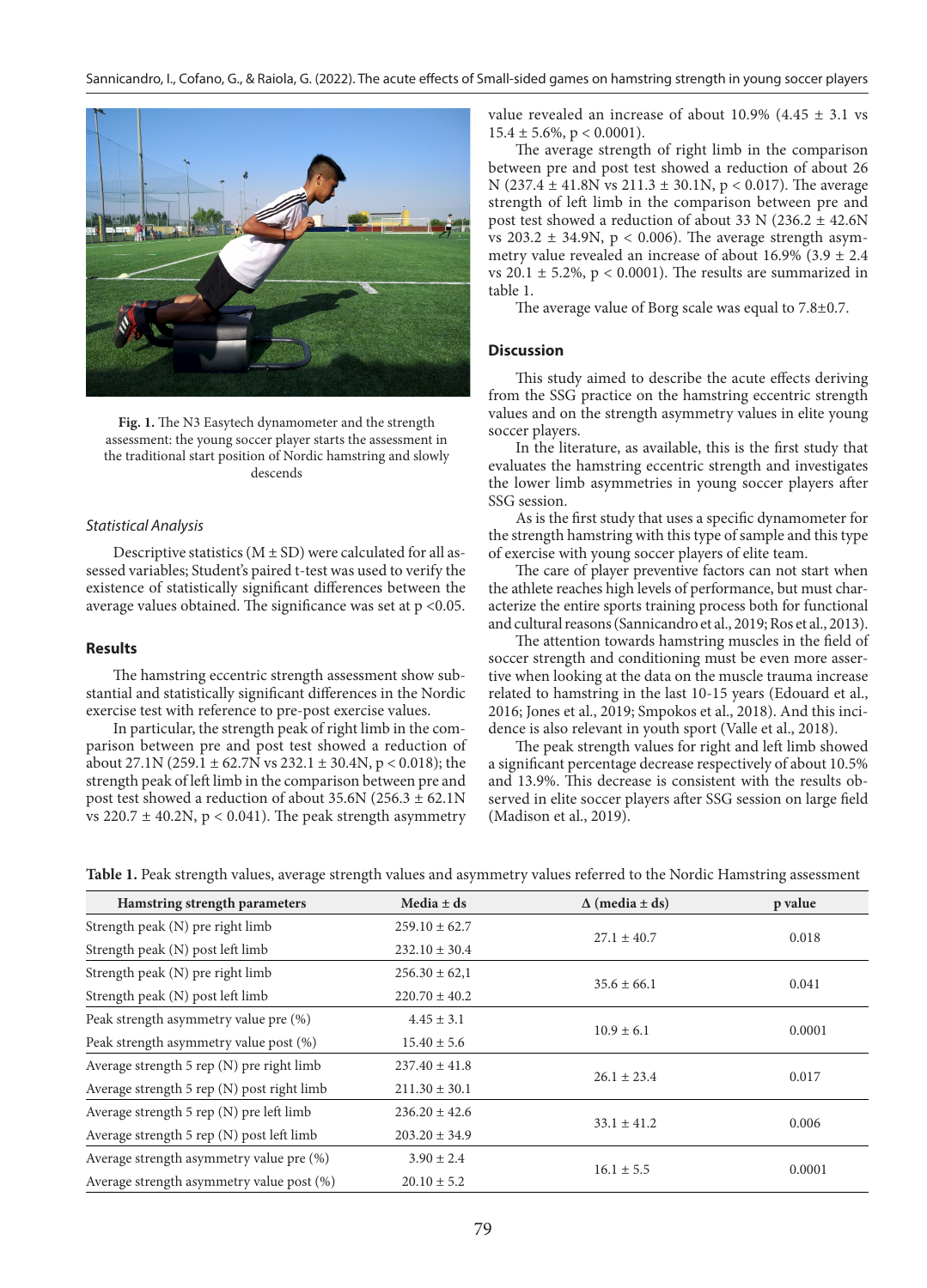Fig. 1. The N3 Easytech dynamometer and the strength assessment: the young soccer player starts the assessment in the traditional start position of Nordic hamstring and slowly descends

### Statistical Analysis

Descriptive statistics (M ± SD) were calculated for all assessed variables; Student's paired t-test was used to verify the existence of statistically significant differences between the average values obtained. The significance was set at $p < 0.05$.

## Results

The hamstring eccentric strength assessment show substantial and statistically significant differences in the Nordic exercise test with reference to pre-post exercise values.

In particular, the strength peak of right limb in the comparison between pre and post test showed a reduction of about 27.1N (259.1 ± 62.7N vs 232.1 ± 30.4N, $p < 0.018$); the strength peak of left limb in the comparison between pre and post test showed a reduction of about 35.6N (256.3 ± 62.1N vs 220.7 ± 40.2N, $p < 0.041$). The peak strength asymmetry value revealed an increase of about 10.9% (4.45 ± 3.1 vs 15.4 ± 5.6%, $p < 0.0001$).

The average strength of right limb in the comparison between pre and post test showed a reduction of about 26 N (237.4 ± 41.8N vs 211.3 ± 30.1N, $p < 0.017$). The average strength of left limb in the comparison between pre and post test showed a reduction of about 33 N (236.2 ± 42.6N vs 203.2 ± 34.9N, $p < 0.006$). The average strength asymmetry value revealed an increase of about 16.9% (3.9 ± 2.4 vs 20.1 ± 5.2%, $p < 0.0001$). The results are summarized in table 1.

The average value of Borg scale was equal to 7.8±0.7.

## Discussion

This study aimed to describe the acute effects deriving from the SSG practice on the hamstring eccentric strength values and on the strength asymmetry values in elite young soccer players.

In the literature, as available, this is the first study that evaluates the hamstring eccentric strength and investigates the lower limb asymmetries in young soccer players after SSG session.

As is the first study that uses a specific dynamometer for the strength hamstring with this type of sample and this type of exercise with young soccer players of elite team.

The care of player preventive factors can not start when the athlete reaches high levels of performance, but must characterize the entire sports training process both for functional and cultural reasons (Sannicandro et al., 2019; Ros et al., 2013).

The attention towards hamstring muscles in the field of soccer strength and conditioning must be even more assertive when looking at the data on the muscle trauma increase related to hamstring in the last 10-15 years (Edouard et al., 2016; Jones et al., 2019; Smpokos et al., 2018). And this incidence is also relevant in youth sport (Valle et al., 2018).

The peak strength values for right and left limb showed a significant percentage decrease respectively of about 10.5% and 13.9%. This decrease is consistent with the results observed in elite soccer players after SSG session on large field (Madison et al., 2019).

**Table 1.** Peak strength values, average strength values and asymmetry values referred to the Nordic Hamstring assessment

| Hamstring strength parameters | Media ± ds | Δ (media ± ds) | p value |
|---|---|---|---|
| Strength peak (N) pre right limb | 259.10 ± 62.7 | 27.1 ± 40.7 | 0.018 |
| Strength peak (N) post left limb | 232.10 ± 30.4 | | |
| Strength peak (N) pre right limb | 256.30 ± 62,1 | 35.6 ± 66.1 | 0.041 |
| Strength peak (N) post left limb | 220.70 ± 40.2 | | |
| Peak strength asymmetry value pre (%) | 4.45 ± 3.1 | 10.9 ± 6.1 | 0.0001 |
| Peak strength asymmetry value post (%) | 15.40 ± 5.6 | | |
| Average strength 5 rep (N) pre right limb | 237.40 ± 41.8 | 26.1 ± 23.4 | 0.017 |
| Average strength 5 rep (N) post right limb | 211.30 ± 30.1 | | |
| Average strength 5 rep (N) pre left limb | 236.20 ± 42.6 | 33.1 ± 41.2 | 0.006 |
| Average strength 5 rep (N) post left limb | 203.20 ± 34.9 | | |
| Average strength asymmetry value pre (%) | 3.90 ± 2.4 | 16.1 ± 5.5 | 0.0001 |
| Average strength asymmetry value post (%) | 20.10 ± 5.2 | | |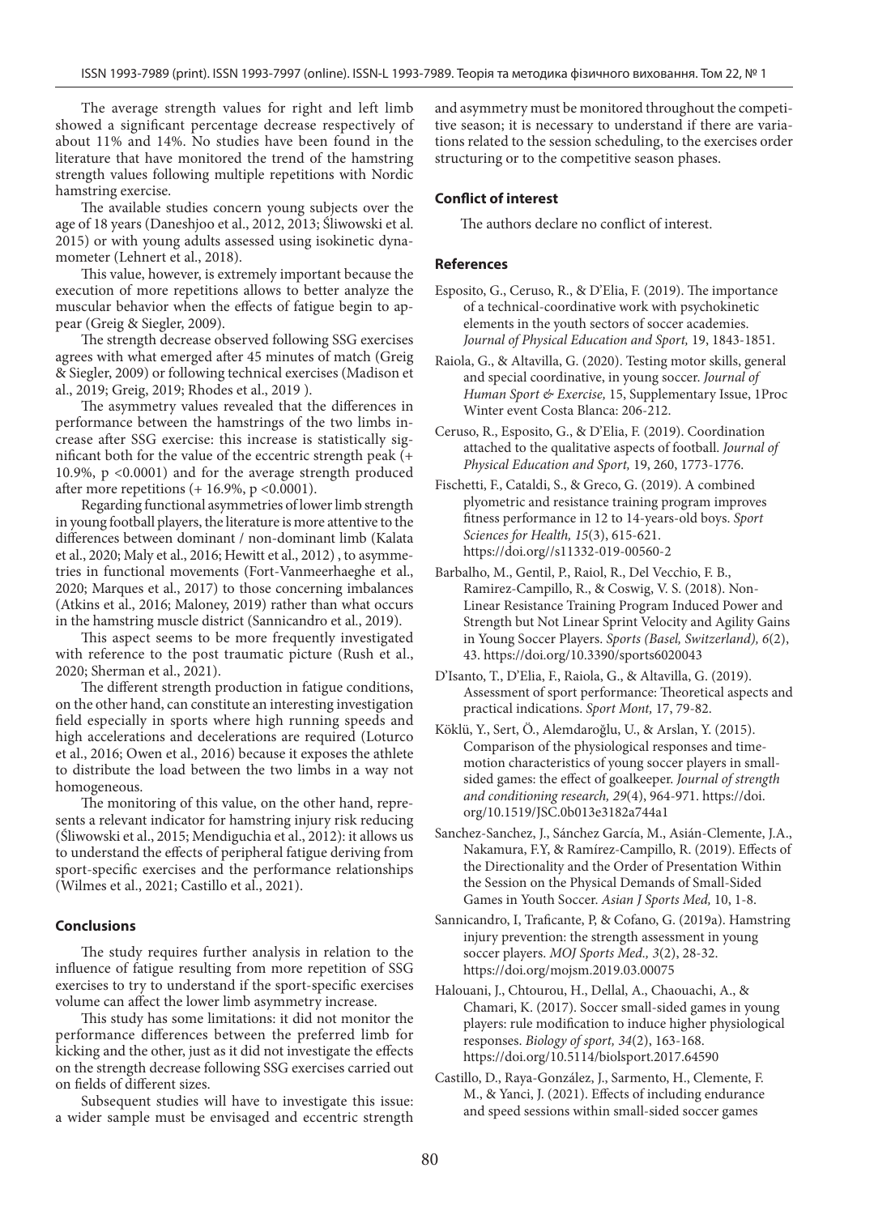The average strength values for right and left limb showed a significant percentage decrease respectively of about 11% and 14%. No studies have been found in the literature that have monitored the trend of the hamstring strength values following multiple repetitions with Nordic hamstring exercise.

The available studies concern young subjects over the age of 18 years (Daneshjoo et al., 2012, 2013; Śliwowski et al. 2015) or with young adults assessed using isokinetic dynamometer (Lehnert et al., 2018).

This value, however, is extremely important because the execution of more repetitions allows to better analyze the muscular behavior when the effects of fatigue begin to appear (Greig & Siegler, 2009).

The strength decrease observed following SSG exercises agrees with what emerged after 45 minutes of match (Greig & Siegler, 2009) or following technical exercises (Madison et al., 2019; Greig, 2019; Rhodes et al., 2019 ).

The asymmetry values revealed that the differences in performance between the hamstrings of the two limbs increase after SSG exercise: this increase is statistically significant both for the value of the eccentric strength peak (+ 10.9%, $p < 0.0001$) and for the average strength produced after more repetitions (+ 16.9%, $p < 0.0001$).

Regarding functional asymmetries of lower limb strength in young football players, the literature is more attentive to the differences between dominant / non-dominant limb (Kalata et al., 2020; Maly et al., 2016; Hewitt et al., 2012) , to asymmetries in functional movements (Fort-Vanmeerhaeghe et al., 2020; Marques et al., 2017) to those concerning imbalances (Atkins et al., 2016; Maloney, 2019) rather than what occurs in the hamstring muscle district (Sannicandro et al., 2019).

This aspect seems to be more frequently investigated with reference to the post traumatic picture (Rush et al., 2020; Sherman et al., 2021).

The different strength production in fatigue conditions, on the other hand, can constitute an interesting investigation field especially in sports where high running speeds and high accelerations and decelerations are required (Loturco et al., 2016; Owen et al., 2016) because it exposes the athlete to distribute the load between the two limbs in a way not homogeneous.

The monitoring of this value, on the other hand, represents a relevant indicator for hamstring injury risk reducing (Śliwowski et al., 2015; Mendiguchia et al., 2012): it allows us to understand the effects of peripheral fatigue deriving from sport-specific exercises and the performance relationships (Wilmes et al., 2021; Castillo et al., 2021).

## Conclusions

The study requires further analysis in relation to the influence of fatigue resulting from more repetition of SSG exercises to try to understand if the sport-specific exercises volume can affect the lower limb asymmetry increase.

This study has some limitations: it did not monitor the performance differences between the preferred limb for kicking and the other, just as it did not investigate the effects on the strength decrease following SSG exercises carried out on fields of different sizes.

Subsequent studies will have to investigate this issue: a wider sample must be envisaged and eccentric strength and asymmetry must be monitored throughout the competitive season; it is necessary to understand if there are variations related to the session scheduling, to the exercises order structuring or to the competitive season phases.

## Conflict of interest

The authors declare no conflict of interest.

## References

Esposito, G., Ceruso, R., & D'Elia, F. (2019). The importance of a technical-coordinative work with psychokinetic elements in the youth sectors of soccer academies. *Journal of Physical Education and Sport,* 19, 1843-1851.

Raiola, G., & Altavilla, G. (2020). Testing motor skills, general and special coordinative, in young soccer. *Journal of Human Sport & Exercise,* 15, Supplementary Issue, 1Proc Winter event Costa Blanca: 206-212.

Ceruso, R., Esposito, G., & D'Elia, F. (2019). Coordination attached to the qualitative aspects of football. *Journal of Physical Education and Sport,* 19, 260, 1773-1776.

Fischetti, F., Cataldi, S., & Greco, G. (2019). A combined plyometric and resistance training program improves fitness performance in 12 to 14-years-old boys. *Sport Sciences for Health, 15*(3), 615-621. https://doi.org//s11332-019-00560-2

Barbalho, M., Gentil, P., Raiol, R., Del Vecchio, F. B., Ramirez-Campillo, R., & Coswig, V. S. (2018). Non-Linear Resistance Training Program Induced Power and Strength but Not Linear Sprint Velocity and Agility Gains in Young Soccer Players. *Sports (Basel, Switzerland), 6*(2), 43. https://doi.org/10.3390/sports6020043

D'Isanto, T., D'Elia, F., Raiola, G., & Altavilla, G. (2019). Assessment of sport performance: Theoretical aspects and practical indications. *Sport Mont,* 17, 79-82.

Köklü, Y., Sert, Ö., Alemdaroğlu, U., & Arslan, Y. (2015). Comparison of the physiological responses and time-motion characteristics of young soccer players in small-sided games: the effect of goalkeeper. *Journal of strength and conditioning research, 29*(4), 964-971. https://doi.org/10.1519/JSC.0b013e3182a744a1

Sanchez-Sanchez, J., Sánchez García, M., Asián-Clemente, J.A., Nakamura, F.Y, & Ramírez-Campillo, R. (2019). Effects of the Directionality and the Order of Presentation Within the Session on the Physical Demands of Small-Sided Games in Youth Soccer. *Asian J Sports Med,* 10, 1-8.

Sannicandro, I, Traficante, P, & Cofano, G. (2019a). Hamstring injury prevention: the strength assessment in young soccer players. *MOJ Sports Med., 3*(2), 28-32. https://doi.org/mojsm.2019.03.00075

Halouani, J., Chtourou, H., Dellal, A., Chaouachi, A., & Chamari, K. (2017). Soccer small-sided games in young players: rule modification to induce higher physiological responses. *Biology of sport, 34*(2), 163-168. https://doi.org/10.5114/biolsport.2017.64590

Castillo, D., Raya-González, J., Sarmento, H., Clemente, F. M., & Yanci, J. (2021). Effects of including endurance and speed sessions within small-sided soccer games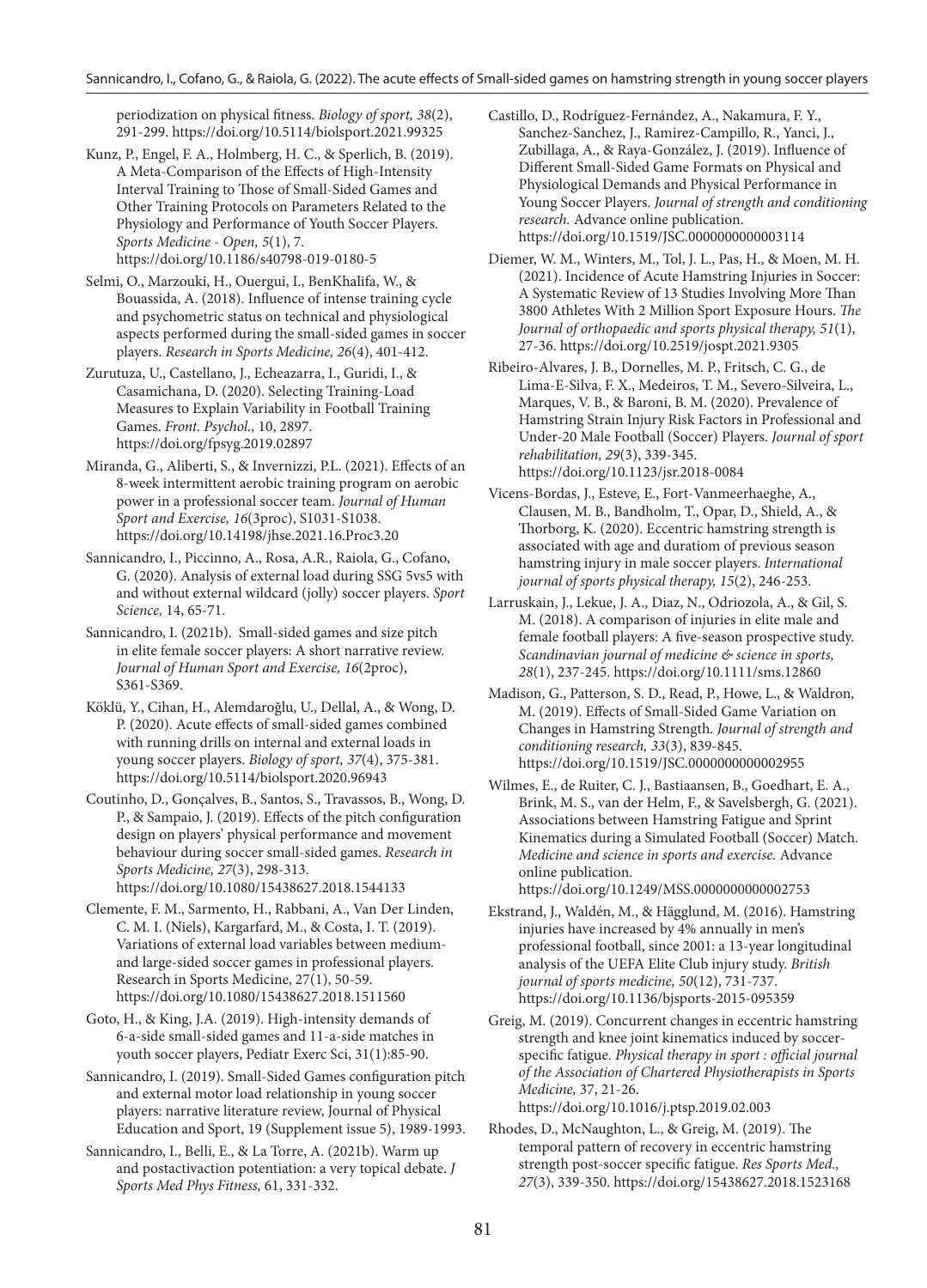periodization on physical fitness. *Biology of sport, 38*(2), 291-299. https://doi.org/10.5114/biolsport.2021.99325

Kunz, P., Engel, F. A., Holmberg, H. C., & Sperlich, B. (2019). A Meta-Comparison of the Effects of High-Intensity Interval Training to Those of Small-Sided Games and Other Training Protocols on Parameters Related to the Physiology and Performance of Youth Soccer Players. *Sports Medicine - Open, 5*(1), 7. https://doi.org/10.1186/s40798-019-0180-5

Selmi, O., Marzouki, H., Ouergui, I., BenKhalifa, W., & Bouassida, A. (2018). Influence of intense training cycle and psychometric status on technical and physiological aspects performed during the small-sided games in soccer players. *Research in Sports Medicine, 26*(4), 401-412.

Zurutuza, U., Castellano, J., Echeazarra, I., Guridi, I., & Casamichana, D. (2020). Selecting Training-Load Measures to Explain Variability in Football Training Games. *Front. Psychol.,* 10, 2897. https://doi.org/fpsyg.2019.02897

Miranda, G., Aliberti, S., & Invernizzi, P.L. (2021). Effects of an 8-week intermittent aerobic training program on aerobic power in a professional soccer team. *Journal of Human Sport and Exercise, 16*(3proc), S1031-S1038. https://doi.org/10.14198/jhse.2021.16.Proc3.20

Sannicandro, I., Piccinno, A., Rosa, A.R., Raiola, G., Cofano, G. (2020). Analysis of external load during SSG 5vs5 with and without external wildcard (jolly) soccer players. *Sport Science,* 14, 65-71.

Sannicandro, I. (2021b). Small-sided games and size pitch in elite female soccer players: A short narrative review. *Journal of Human Sport and Exercise, 16*(2proc), S361-S369.

Köklü, Y., Cihan, H., Alemdaroğlu, U., Dellal, A., & Wong, D. P. (2020). Acute effects of small-sided games combined with running drills on internal and external loads in young soccer players. *Biology of sport, 37*(4), 375-381. https://doi.org/10.5114/biolsport.2020.96943

Coutinho, D., Gonçalves, B., Santos, S., Travassos, B., Wong, D. P., & Sampaio, J. (2019). Effects of the pitch configuration design on players' physical performance and movement behaviour during soccer small-sided games. *Research in Sports Medicine, 27*(3), 298-313. https://doi.org/10.1080/15438627.2018.1544133

Clemente, F. M., Sarmento, H., Rabbani, A., Van Der Linden, C. M. I. (Niels), Kargarfard, M., & Costa, I. T. (2019). Variations of external load variables between medium- and large-sided soccer games in professional players. Research in Sports Medicine, 27(1), 50-59. https://doi.org/10.1080/15438627.2018.1511560

Goto, H., & King, J.A. (2019). High-intensity demands of 6-a-side small-sided games and 11-a-side matches in youth soccer players, Pediatr Exerc Sci, 31(1):85-90.

Sannicandro, I. (2019). Small-Sided Games configuration pitch and external motor load relationship in young soccer players: narrative literature review, Journal of Physical Education and Sport, 19 (Supplement issue 5), 1989-1993.

Sannicandro, I., Belli, E., & La Torre, A. (2021b). Warm up and postactivaction potentiation: a very topical debate. *J Sports Med Phys Fitness,* 61, 331-332.

Castillo, D., Rodríguez-Fernández, A., Nakamura, F. Y., Sanchez-Sanchez, J., Ramirez-Campillo, R., Yanci, J., Zubillaga, A., & Raya-González, J. (2019). Influence of Different Small-Sided Game Formats on Physical and Physiological Demands and Physical Performance in Young Soccer Players. *Journal of strength and conditioning research.* Advance online publication. https://doi.org/10.1519/JSC.0000000000003114

Diemer, W. M., Winters, M., Tol, J. L., Pas, H., & Moen, M. H. (2021). Incidence of Acute Hamstring Injuries in Soccer: A Systematic Review of 13 Studies Involving More Than 3800 Athletes With 2 Million Sport Exposure Hours. *The Journal of orthopaedic and sports physical therapy, 51*(1), 27-36. https://doi.org/10.2519/jospt.2021.9305

Ribeiro-Alvares, J. B., Dornelles, M. P., Fritsch, C. G., de Lima-E-Silva, F. X., Medeiros, T. M., Severo-Silveira, L., Marques, V. B., & Baroni, B. M. (2020). Prevalence of Hamstring Strain Injury Risk Factors in Professional and Under-20 Male Football (Soccer) Players. *Journal of sport rehabilitation, 29*(3), 339-345. https://doi.org/10.1123/jsr.2018-0084

Vicens-Bordas, J., Esteve, E., Fort-Vanmeerhaeghe, A., Clausen, M. B., Bandholm, T., Opar, D., Shield, A., & Thorborg, K. (2020). Eccentric hamstring strength is associated with age and duratiom of previous season hamstring injury in male soccer players. *International journal of sports physical therapy, 15*(2), 246-253.

Larruskain, J., Lekue, J. A., Diaz, N., Odriozola, A., & Gil, S. M. (2018). A comparison of injuries in elite male and female football players: A five-season prospective study. *Scandinavian journal of medicine & science in sports, 28*(1), 237-245. https://doi.org/10.1111/sms.12860

Madison, G., Patterson, S. D., Read, P., Howe, L., & Waldron, M. (2019). Effects of Small-Sided Game Variation on Changes in Hamstring Strength. *Journal of strength and conditioning research, 33*(3), 839-845. https://doi.org/10.1519/JSC.0000000000002955

Wilmes, E., de Ruiter, C. J., Bastiaansen, B., Goedhart, E. A., Brink, M. S., van der Helm, F., & Savelsbergh, G. (2021). Associations between Hamstring Fatigue and Sprint Kinematics during a Simulated Football (Soccer) Match. *Medicine and science in sports and exercise.* Advance online publication. https://doi.org/10.1249/MSS.0000000000002753

Ekstrand, J., Waldén, M., & Hägglund, M. (2016). Hamstring injuries have increased by 4% annually in men's professional football, since 2001: a 13-year longitudinal analysis of the UEFA Elite Club injury study. *British journal of sports medicine, 50*(12), 731-737. https://doi.org/10.1136/bjsports-2015-095359

Greig, M. (2019). Concurrent changes in eccentric hamstring strength and knee joint kinematics induced by soccer-specific fatigue. *Physical therapy in sport : official journal of the Association of Chartered Physiotherapists in Sports Medicine,* 37, 21-26. https://doi.org/10.1016/j.ptsp.2019.02.003

Rhodes, D., McNaughton, L., & Greig, M. (2019). The temporal pattern of recovery in eccentric hamstring strength post-soccer specific fatigue. *Res Sports Med., 27*(3), 339-350. https://doi.org/15438627.2018.1523168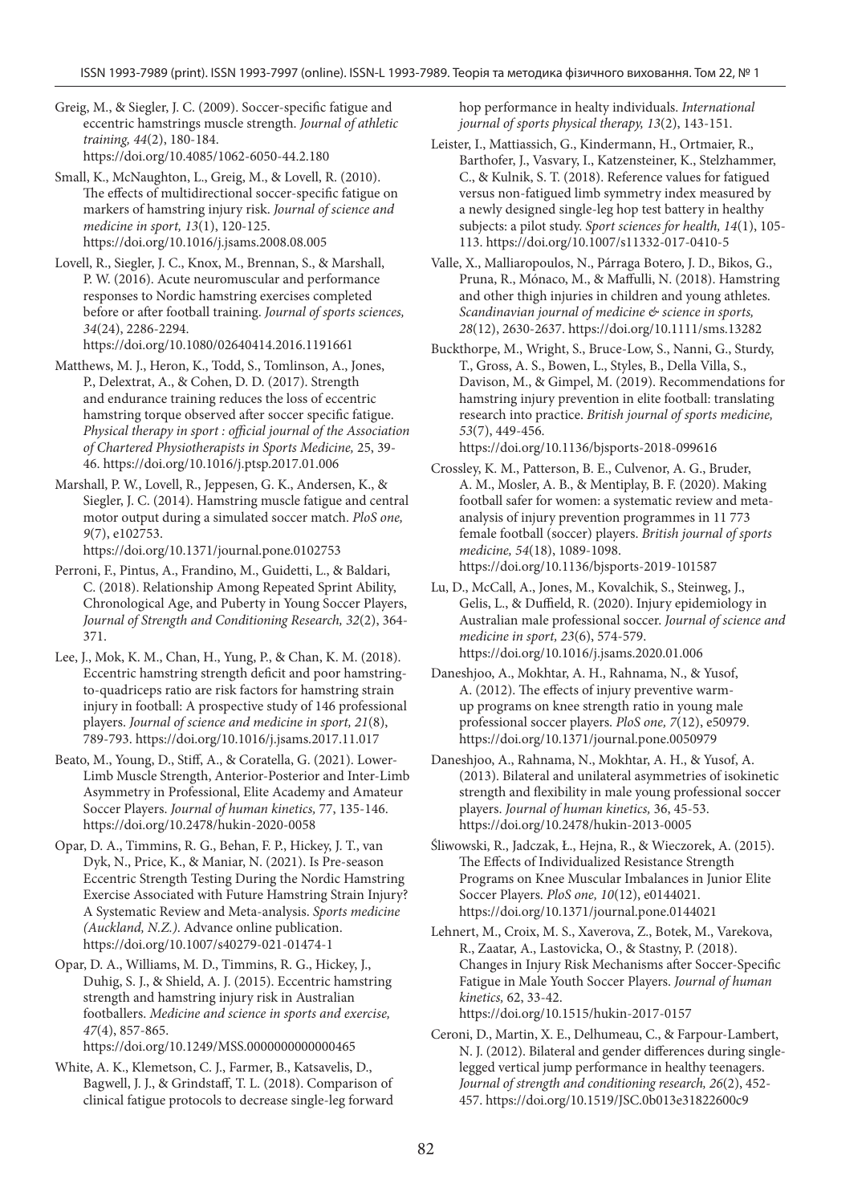Greig, M., & Siegler, J. C. (2009). Soccer-specific fatigue and eccentric hamstrings muscle strength. *Journal of athletic training, 44*(2), 180-184. https://doi.org/10.4085/1062-6050-44.2.180

Small, K., McNaughton, L., Greig, M., & Lovell, R. (2010). The effects of multidirectional soccer-specific fatigue on markers of hamstring injury risk. *Journal of science and medicine in sport, 13*(1), 120-125. https://doi.org/10.1016/j.jsams.2008.08.005

Lovell, R., Siegler, J. C., Knox, M., Brennan, S., & Marshall, P. W. (2016). Acute neuromuscular and performance responses to Nordic hamstring exercises completed before or after football training. *Journal of sports sciences, 34*(24), 2286-2294. https://doi.org/10.1080/02640414.2016.1191661

Matthews, M. J., Heron, K., Todd, S., Tomlinson, A., Jones, P., Delextrat, A., & Cohen, D. D. (2017). Strength and endurance training reduces the loss of eccentric hamstring torque observed after soccer specific fatigue. *Physical therapy in sport : official journal of the Association of Chartered Physiotherapists in Sports Medicine,* 25, 39-46. https://doi.org/10.1016/j.ptsp.2017.01.006

Marshall, P. W., Lovell, R., Jeppesen, G. K., Andersen, K., & Siegler, J. C. (2014). Hamstring muscle fatigue and central motor output during a simulated soccer match. *PloS one, 9*(7), e102753. https://doi.org/10.1371/journal.pone.0102753

Perroni, F., Pintus, A., Frandino, M., Guidetti, L., & Baldari, C. (2018). Relationship Among Repeated Sprint Ability, Chronological Age, and Puberty in Young Soccer Players, *Journal of Strength and Conditioning Research, 32*(2), 364-371.

Lee, J., Mok, K. M., Chan, H., Yung, P., & Chan, K. M. (2018). Eccentric hamstring strength deficit and poor hamstring-to-quadriceps ratio are risk factors for hamstring strain injury in football: A prospective study of 146 professional players. *Journal of science and medicine in sport, 21*(8), 789-793. https://doi.org/10.1016/j.jsams.2017.11.017

Beato, M., Young, D., Stiff, A., & Coratella, G. (2021). Lower-Limb Muscle Strength, Anterior-Posterior and Inter-Limb Asymmetry in Professional, Elite Academy and Amateur Soccer Players. *Journal of human kinetics,* 77, 135-146. https://doi.org/10.2478/hukin-2020-0058

Opar, D. A., Timmins, R. G., Behan, F. P., Hickey, J. T., van Dyk, N., Price, K., & Maniar, N. (2021). Is Pre-season Eccentric Strength Testing During the Nordic Hamstring Exercise Associated with Future Hamstring Strain Injury? A Systematic Review and Meta-analysis. *Sports medicine (Auckland, N.Z.).* Advance online publication. https://doi.org/10.1007/s40279-021-01474-1

Opar, D. A., Williams, M. D., Timmins, R. G., Hickey, J., Duhig, S. J., & Shield, A. J. (2015). Eccentric hamstring strength and hamstring injury risk in Australian footballers. *Medicine and science in sports and exercise, 47*(4), 857-865. https://doi.org/10.1249/MSS.0000000000000465

White, A. K., Klemetson, C. J., Farmer, B., Katsavelis, D., Bagwell, J. J., & Grindstaff, T. L. (2018). Comparison of clinical fatigue protocols to decrease single-leg forward hop performance in healty individuals. *International journal of sports physical therapy, 13*(2), 143-151.

Leister, I., Mattiassich, G., Kindermann, H., Ortmaier, R., Barthofer, J., Vasvary, I., Katzensteiner, K., Stelzhammer, C., & Kulnik, S. T. (2018). Reference values for fatigued versus non-fatigued limb symmetry index measured by a newly designed single-leg hop test battery in healthy subjects: a pilot study. *Sport sciences for health, 14*(1), 105-113. https://doi.org/10.1007/s11332-017-0410-5

Valle, X., Malliaropoulos, N., Párraga Botero, J. D., Bikos, G., Pruna, R., Mónaco, M., & Maffulli, N. (2018). Hamstring and other thigh injuries in children and young athletes. *Scandinavian journal of medicine & science in sports, 28*(12), 2630-2637. https://doi.org/10.1111/sms.13282

Buckthorpe, M., Wright, S., Bruce-Low, S., Nanni, G., Sturdy, T., Gross, A. S., Bowen, L., Styles, B., Della Villa, S., Davison, M., & Gimpel, M. (2019). Recommendations for hamstring injury prevention in elite football: translating research into practice. *British journal of sports medicine, 53*(7), 449-456. https://doi.org/10.1136/bjsports-2018-099616

Crossley, K. M., Patterson, B. E., Culvenor, A. G., Bruder, A. M., Mosler, A. B., & Mentiplay, B. F. (2020). Making football safer for women: a systematic review and meta-analysis of injury prevention programmes in 11 773 female football (soccer) players. *British journal of sports medicine, 54*(18), 1089-1098. https://doi.org/10.1136/bjsports-2019-101587

Lu, D., McCall, A., Jones, M., Kovalchik, S., Steinweg, J., Gelis, L., & Duffield, R. (2020). Injury epidemiology in Australian male professional soccer. *Journal of science and medicine in sport, 23*(6), 574-579. https://doi.org/10.1016/j.jsams.2020.01.006

Daneshjoo, A., Mokhtar, A. H., Rahnama, N., & Yusof, A. (2012). The effects of injury preventive warm-up programs on knee strength ratio in young male professional soccer players. *PloS one, 7*(12), e50979. https://doi.org/10.1371/journal.pone.0050979

Daneshjoo, A., Rahnama, N., Mokhtar, A. H., & Yusof, A. (2013). Bilateral and unilateral asymmetries of isokinetic strength and flexibility in male young professional soccer players. *Journal of human kinetics,* 36, 45-53. https://doi.org/10.2478/hukin-2013-0005

Śliwowski, R., Jadczak, Ł., Hejna, R., & Wieczorek, A. (2015). The Effects of Individualized Resistance Strength Programs on Knee Muscular Imbalances in Junior Elite Soccer Players. *PloS one, 10*(12), e0144021. https://doi.org/10.1371/journal.pone.0144021

Lehnert, M., Croix, M. S., Xaverova, Z., Botek, M., Varekova, R., Zaatar, A., Lastovicka, O., & Stastny, P. (2018). Changes in Injury Risk Mechanisms after Soccer-Specific Fatigue in Male Youth Soccer Players. *Journal of human kinetics,* 62, 33-42. https://doi.org/10.1515/hukin-2017-0157

Ceroni, D., Martin, X. E., Delhumeau, C., & Farpour-Lambert, N. J. (2012). Bilateral and gender differences during single-legged vertical jump performance in healthy teenagers. *Journal of strength and conditioning research, 26*(2), 452-457. https://doi.org/10.1519/JSC.0b013e31822600c9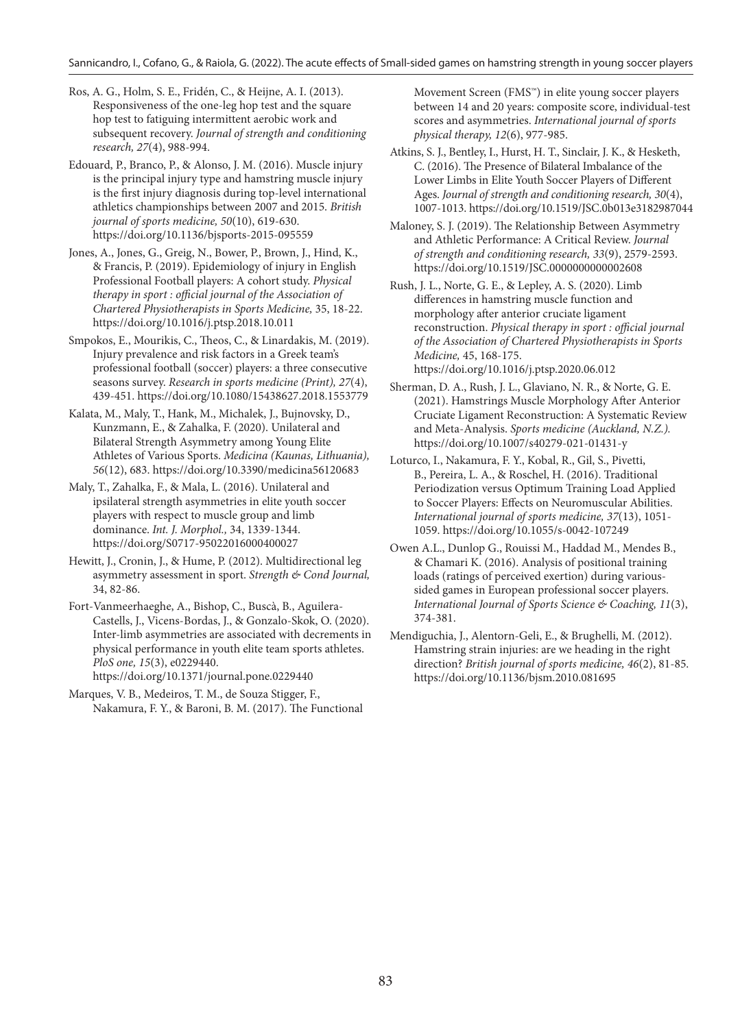Ros, A. G., Holm, S. E., Fridén, C., & Heijne, A. I. (2013). Responsiveness of the one-leg hop test and the square hop test to fatiguing intermittent aerobic work and subsequent recovery. *Journal of strength and conditioning research, 27*(4), 988-994.

Edouard, P., Branco, P., & Alonso, J. M. (2016). Muscle injury is the principal injury type and hamstring muscle injury is the first injury diagnosis during top-level international athletics championships between 2007 and 2015. *British journal of sports medicine, 50*(10), 619-630. https://doi.org/10.1136/bjsports-2015-095559

Jones, A., Jones, G., Greig, N., Bower, P., Brown, J., Hind, K., & Francis, P. (2019). Epidemiology of injury in English Professional Football players: A cohort study. *Physical therapy in sport : official journal of the Association of Chartered Physiotherapists in Sports Medicine,* 35, 18-22. https://doi.org/10.1016/j.ptsp.2018.10.011

Smpokos, E., Mourikis, C., Theos, C., & Linardakis, M. (2019). Injury prevalence and risk factors in a Greek team's professional football (soccer) players: a three consecutive seasons survey. *Research in sports medicine (Print), 27*(4), 439-451. https://doi.org/10.1080/15438627.2018.1553779

Kalata, M., Maly, T., Hank, M., Michalek, J., Bujnovsky, D., Kunzmann, E., & Zahalka, F. (2020). Unilateral and Bilateral Strength Asymmetry among Young Elite Athletes of Various Sports. *Medicina (Kaunas, Lithuania), 56*(12), 683. https://doi.org/10.3390/medicina56120683

Maly, T., Zahalka, F., & Mala, L. (2016). Unilateral and ipsilateral strength asymmetries in elite youth soccer players with respect to muscle group and limb dominance. *Int. J. Morphol.,* 34, 1339-1344. https://doi.org/S0717-95022016000400027

Hewitt, J., Cronin, J., & Hume, P. (2012). Multidirectional leg asymmetry assessment in sport. *Strength & Cond Journal,* 34, 82-86.

Fort-Vanmeerhaeghe, A., Bishop, C., Buscà, B., Aguilera-Castells, J., Vicens-Bordas, J., & Gonzalo-Skok, O. (2020). Inter-limb asymmetries are associated with decrements in physical performance in youth elite team sports athletes. *PloS one, 15*(3), e0229440. https://doi.org/10.1371/journal.pone.0229440

Marques, V. B., Medeiros, T. M., de Souza Stigger, F., Nakamura, F. Y., & Baroni, B. M. (2017). The Functional Movement Screen (FMS™) in elite young soccer players between 14 and 20 years: composite score, individual-test scores and asymmetries. *International journal of sports physical therapy, 12*(6), 977-985.

Atkins, S. J., Bentley, I., Hurst, H. T., Sinclair, J. K., & Hesketh, C. (2016). The Presence of Bilateral Imbalance of the Lower Limbs in Elite Youth Soccer Players of Different Ages. *Journal of strength and conditioning research, 30*(4), 1007-1013. https://doi.org/10.1519/JSC.0b013e3182987044

Maloney, S. J. (2019). The Relationship Between Asymmetry and Athletic Performance: A Critical Review. *Journal of strength and conditioning research, 33*(9), 2579-2593. https://doi.org/10.1519/JSC.0000000000002608

Rush, J. L., Norte, G. E., & Lepley, A. S. (2020). Limb differences in hamstring muscle function and morphology after anterior cruciate ligament reconstruction. *Physical therapy in sport : official journal of the Association of Chartered Physiotherapists in Sports Medicine,* 45, 168-175. https://doi.org/10.1016/j.ptsp.2020.06.012

Sherman, D. A., Rush, J. L., Glaviano, N. R., & Norte, G. E. (2021). Hamstrings Muscle Morphology After Anterior Cruciate Ligament Reconstruction: A Systematic Review and Meta-Analysis. *Sports medicine (Auckland, N.Z.).* https://doi.org/10.1007/s40279-021-01431-y

Loturco, I., Nakamura, F. Y., Kobal, R., Gil, S., Pivetti, B., Pereira, L. A., & Roschel, H. (2016). Traditional Periodization versus Optimum Training Load Applied to Soccer Players: Effects on Neuromuscular Abilities. *International journal of sports medicine, 37*(13), 1051-1059. https://doi.org/10.1055/s-0042-107249

Owen A.L., Dunlop G., Rouissi M., Haddad M., Mendes B., & Chamari K. (2016). Analysis of positional training loads (ratings of perceived exertion) during various-sided games in European professional soccer players. *International Journal of Sports Science & Coaching, 11*(3), 374-381.

Mendiguchia, J., Alentorn-Geli, E., & Brughelli, M. (2012). Hamstring strain injuries: are we heading in the right direction? *British journal of sports medicine, 46*(2), 81-85. https://doi.org/10.1136/bjsm.2010.081695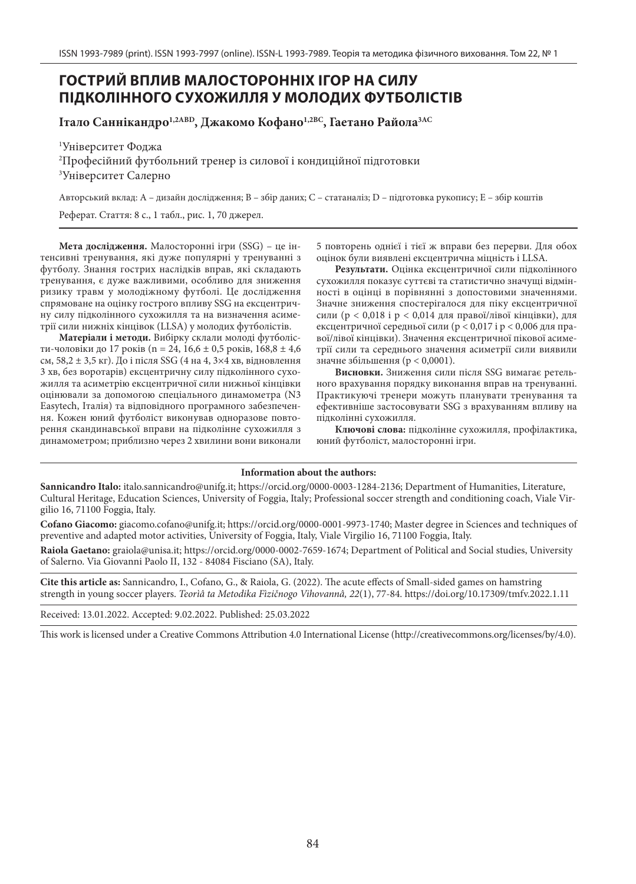# ГОСТРИЙ ВПЛИВ МАЛОСТОРОННІХ ІГОР НА СИЛУ ПІДКОЛІННОГО СУХОЖИЛЛЯ У МОЛОДИХ ФУТБОЛІСТІВ

**Італо Саннікандро[1,2ABD], Джакомо Кофано[1,2BC], Гаетано Райола[3AC]**

[1]Університет Фоджа

[2]Професійний футбольний тренер із силової і кондиційної підготовки

[3]Університет Салерно

Авторський вклад: A – дизайн дослідження; B – збір даних; C – статаналіз; D – підготовка рукопису; E – збір коштів

Реферат. Стаття: 8 с., 1 табл., рис. 1, 70 джерел.

**Мета дослідження.** Малосторонні ігри (SSG) – це інтенсивні тренування, які дуже популярні у тренуванні з футболу. Знання гострих наслідків вправ, які складають тренування, є дуже важливими, особливо для зниження ризику травм у молодіжному футболі. Це дослідження спрямоване на оцінку гострого впливу SSG на ексцентричну силу підколінного сухожилля та на визначення асиметрії сили нижніх кінцівок (LLSA) у молодих футболістів.

**Матеріали і методи.** Вибірку склали молоді футболісти-чоловіки до 17 років (n = 24, 16,6 ± 0,5 років, 168,8 ± 4,6 см, 58,2 ± 3,5 кг). До і після SSG (4 на 4, 3×4 хв, відновлення 3 хв, без воротарів) ексцентричну силу підколінного сухожилля та асиметрію ексцентричної сили нижньої кінцівки оцінювали за допомогою спеціального динамометра (N3 Easytech, Італія) та відповідного програмного забезпечення. Кожен юний футболіст виконував одноразове повторення скандинавської вправи на підколінне сухожилля з динамометром; приблизно через 2 хвилини вони виконали 5 повторень однієї і тієї ж вправи без перерви. Для обох оцінок були виявлені ексцентрична міцність і LLSA.

**Результати.** Оцінка ексцентричної сили підколінного сухожилля показує суттєві та статистично значущі відмінності в оцінці в порівнянні з допостовими значеннями. Значне зниження спостерігалося для піку ексцентричної сили ($p < 0,018$ і $p < 0,014$ для правої/лівої кінцівки), для ексцентричної середньої сили ($p < 0,017$ і $p < 0,006$ для правої/лівої кінцівки). Значення ексцентричної пікової асиметрії сили та середнього значення асиметрії сили виявили значне збільшення ($p < 0,0001$).

**Висновки.** Зниження сили після SSG вимагає ретельного врахування порядку виконання вправ на тренуванні. Практикуючі тренери можуть планувати тренування та ефективніше застосовувати SSG з врахуванням впливу на підколінні сухожилля.

**Ключові слова:** підколінне сухожилля, профілактика, юний футболіст, малосторонні ігри.

**Information about the authors:**

**Sannicandro Italo:** italo.sannicandro@unifg.it; https://orcid.org/0000-0003-1284-2136; Department of Humanities, Literature, Cultural Heritage, Education Sciences, University of Foggia, Italy; Professional soccer strength and conditioning coach, Viale Virgilio 16, 71100 Foggia, Italy.

**Cofano Giacomo:** giacomo.cofano@unifg.it; https://orcid.org/0000-0001-9973-1740; Master degree in Sciences and techniques of preventive and adapted motor activities, University of Foggia, Italy, Viale Virgilio 16, 71100 Foggia, Italy.

**Raiola Gaetano:** graiola@unisa.it; https://orcid.org/0000-0002-7659-1674; Department of Political and Social studies, University of Salerno. Via Giovanni Paolo II, 132 - 84084 Fisciano (SA), Italy.

**Cite this article as:** Sannicandro, I., Cofano, G., & Raiola, G. (2022). The acute effects of Small-sided games on hamstring strength in young soccer players. *Teoriâ ta Metodika Fìzičnogo Vihovannâ, 22*(1), 77-84. https://doi.org/10.17309/tmfv.2022.1.11

Received: 13.01.2022. Accepted: 9.02.2022. Published: 25.03.2022

This work is licensed under a Creative Commons Attribution 4.0 International License (http://creativecommons.org/licenses/by/4.0).